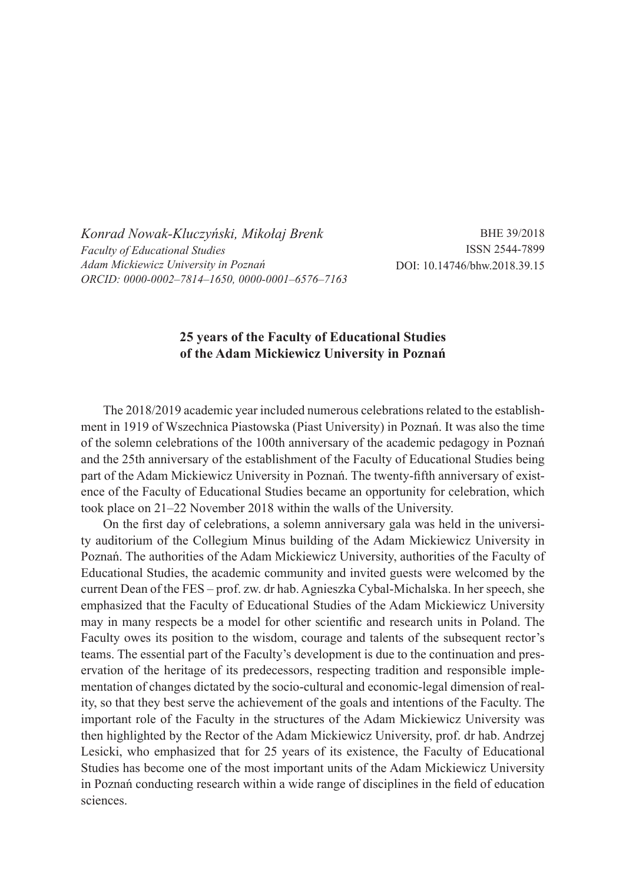*Konrad Nowak-Kluczyński, Mikołaj Brenk*
*Faculty of Educational Studies*
*Adam Mickiewicz University in Poznań*
*ORCID: 0000-0002–7814–1650, 0000-0001–6576–7163*

BHE 39/2018
ISSN 2544-7899
DOI: 10.14746/bhw.2018.39.15

## 25 years of the Faculty of Educational Studies of the Adam Mickiewicz University in Poznań

The 2018/2019 academic year included numerous celebrations related to the establishment in 1919 of Wszechnica Piastowska (Piast University) in Poznań. It was also the time of the solemn celebrations of the 100th anniversary of the academic pedagogy in Poznań and the 25th anniversary of the establishment of the Faculty of Educational Studies being part of the Adam Mickiewicz University in Poznań. The twenty-fifth anniversary of existence of the Faculty of Educational Studies became an opportunity for celebration, which took place on 21–22 November 2018 within the walls of the University.

On the first day of celebrations, a solemn anniversary gala was held in the university auditorium of the Collegium Minus building of the Adam Mickiewicz University in Poznań. The authorities of the Adam Mickiewicz University, authorities of the Faculty of Educational Studies, the academic community and invited guests were welcomed by the current Dean of the FES – prof. zw. dr hab. Agnieszka Cybal-Michalska. In her speech, she emphasized that the Faculty of Educational Studies of the Adam Mickiewicz University may in many respects be a model for other scientific and research units in Poland. The Faculty owes its position to the wisdom, courage and talents of the subsequent rector's teams. The essential part of the Faculty's development is due to the continuation and preservation of the heritage of its predecessors, respecting tradition and responsible implementation of changes dictated by the socio-cultural and economic-legal dimension of reality, so that they best serve the achievement of the goals and intentions of the Faculty. The important role of the Faculty in the structures of the Adam Mickiewicz University was then highlighted by the Rector of the Adam Mickiewicz University, prof. dr hab. Andrzej Lesicki, who emphasized that for 25 years of its existence, the Faculty of Educational Studies has become one of the most important units of the Adam Mickiewicz University in Poznań conducting research within a wide range of disciplines in the field of education sciences.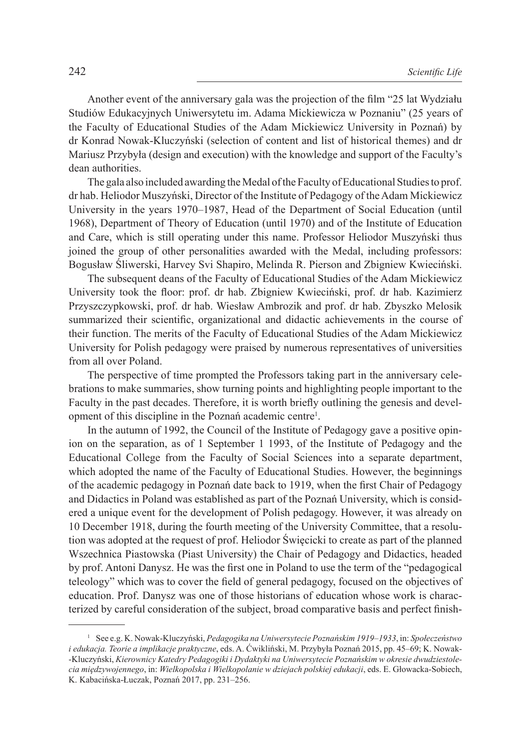Another event of the anniversary gala was the projection of the film "25 lat Wydziału Studiów Edukacyjnych Uniwersytetu im. Adama Mickiewicza w Poznaniu" (25 years of the Faculty of Educational Studies of the Adam Mickiewicz University in Poznań) by dr Konrad Nowak-Kluczyński (selection of content and list of historical themes) and dr Mariusz Przybyła (design and execution) with the knowledge and support of the Faculty's dean authorities.

The gala also included awarding the Medal of the Faculty of Educational Studies to prof. dr hab. Heliodor Muszyński, Director of the Institute of Pedagogy of the Adam Mickiewicz University in the years 1970–1987, Head of the Department of Social Education (until 1968), Department of Theory of Education (until 1970) and of the Institute of Education and Care, which is still operating under this name. Professor Heliodor Muszyński thus joined the group of other personalities awarded with the Medal, including professors: Bogusław Śliwerski, Harvey Svi Shapiro, Melinda R. Pierson and Zbigniew Kwieciński.

The subsequent deans of the Faculty of Educational Studies of the Adam Mickiewicz University took the floor: prof. dr hab. Zbigniew Kwieciński, prof. dr hab. Kazimierz Przyszczypkowski, prof. dr hab. Wiesław Ambrozik and prof. dr hab. Zbyszko Melosik summarized their scientific, organizational and didactic achievements in the course of their function. The merits of the Faculty of Educational Studies of the Adam Mickiewicz University for Polish pedagogy were praised by numerous representatives of universities from all over Poland.

The perspective of time prompted the Professors taking part in the anniversary celebrations to make summaries, show turning points and highlighting people important to the Faculty in the past decades. Therefore, it is worth briefly outlining the genesis and development of this discipline in the Poznań academic centre[1].

In the autumn of 1992, the Council of the Institute of Pedagogy gave a positive opinion on the separation, as of 1 September 1 1993, of the Institute of Pedagogy and the Educational College from the Faculty of Social Sciences into a separate department, which adopted the name of the Faculty of Educational Studies. However, the beginnings of the academic pedagogy in Poznań date back to 1919, when the first Chair of Pedagogy and Didactics in Poland was established as part of the Poznań University, which is considered a unique event for the development of Polish pedagogy. However, it was already on 10 December 1918, during the fourth meeting of the University Committee, that a resolution was adopted at the request of prof. Heliodor Święcicki to create as part of the planned Wszechnica Piastowska (Piast University) the Chair of Pedagogy and Didactics, headed by prof. Antoni Danysz. He was the first one in Poland to use the term of the "pedagogical teleology" which was to cover the field of general pedagogy, focused on the objectives of education. Prof. Danysz was one of those historians of education whose work is characterized by careful consideration of the subject, broad comparative basis and perfect finish-

---

[1] See e.g. K. Nowak-Kluczyński, *Pedagogika na Uniwersytecie Poznańskim 1919–1933*, in: *Społeczeństwo i edukacja. Teorie a implikacje praktyczne*, eds. A. Ćwikliński, M. Przybyła Poznań 2015, pp. 45–69; K. Nowak-Kluczyński, *Kierownicy Katedry Pedagogiki i Dydaktyki na Uniwersytecie Poznańskim w okresie dwudziestolecia międzywojennego*, in: *Wielkopolska i Wielkopolanie w dziejach polskiej edukacji*, eds. E. Głowacka-Sobiech, K. Kabacińska-Łuczak, Poznań 2017, pp. 231–256.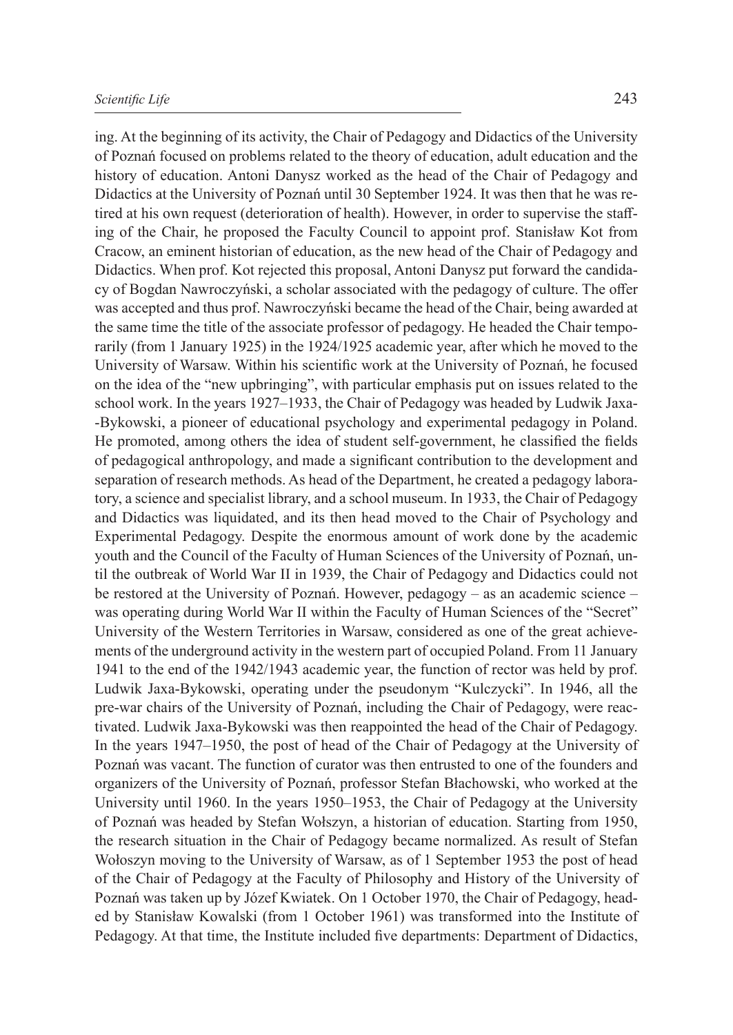ing. At the beginning of its activity, the Chair of Pedagogy and Didactics of the University of Poznań focused on problems related to the theory of education, adult education and the history of education. Antoni Danysz worked as the head of the Chair of Pedagogy and Didactics at the University of Poznań until 30 September 1924. It was then that he was retired at his own request (deterioration of health). However, in order to supervise the staffing of the Chair, he proposed the Faculty Council to appoint prof. Stanisław Kot from Cracow, an eminent historian of education, as the new head of the Chair of Pedagogy and Didactics. When prof. Kot rejected this proposal, Antoni Danysz put forward the candidacy of Bogdan Nawroczyński, a scholar associated with the pedagogy of culture. The offer was accepted and thus prof. Nawroczyński became the head of the Chair, being awarded at the same time the title of the associate professor of pedagogy. He headed the Chair temporarily (from 1 January 1925) in the 1924/1925 academic year, after which he moved to the University of Warsaw. Within his scientific work at the University of Poznań, he focused on the idea of the "new upbringing", with particular emphasis put on issues related to the school work. In the years 1927–1933, the Chair of Pedagogy was headed by Ludwik Jaxa-Bykowski, a pioneer of educational psychology and experimental pedagogy in Poland. He promoted, among others the idea of student self-government, he classified the fields of pedagogical anthropology, and made a significant contribution to the development and separation of research methods. As head of the Department, he created a pedagogy laboratory, a science and specialist library, and a school museum. In 1933, the Chair of Pedagogy and Didactics was liquidated, and its then head moved to the Chair of Psychology and Experimental Pedagogy. Despite the enormous amount of work done by the academic youth and the Council of the Faculty of Human Sciences of the University of Poznań, until the outbreak of World War II in 1939, the Chair of Pedagogy and Didactics could not be restored at the University of Poznań. However, pedagogy – as an academic science – was operating during World War II within the Faculty of Human Sciences of the "Secret" University of the Western Territories in Warsaw, considered as one of the great achievements of the underground activity in the western part of occupied Poland. From 11 January 1941 to the end of the 1942/1943 academic year, the function of rector was held by prof. Ludwik Jaxa-Bykowski, operating under the pseudonym "Kulczycki". In 1946, all the pre-war chairs of the University of Poznań, including the Chair of Pedagogy, were reactivated. Ludwik Jaxa-Bykowski was then reappointed the head of the Chair of Pedagogy. In the years 1947–1950, the post of head of the Chair of Pedagogy at the University of Poznań was vacant. The function of curator was then entrusted to one of the founders and organizers of the University of Poznań, professor Stefan Błachowski, who worked at the University until 1960. In the years 1950–1953, the Chair of Pedagogy at the University of Poznań was headed by Stefan Wołszyn, a historian of education. Starting from 1950, the research situation in the Chair of Pedagogy became normalized. As result of Stefan Wołoszyn moving to the University of Warsaw, as of 1 September 1953 the post of head of the Chair of Pedagogy at the Faculty of Philosophy and History of the University of Poznań was taken up by Józef Kwiatek. On 1 October 1970, the Chair of Pedagogy, headed by Stanisław Kowalski (from 1 October 1961) was transformed into the Institute of Pedagogy. At that time, the Institute included five departments: Department of Didactics,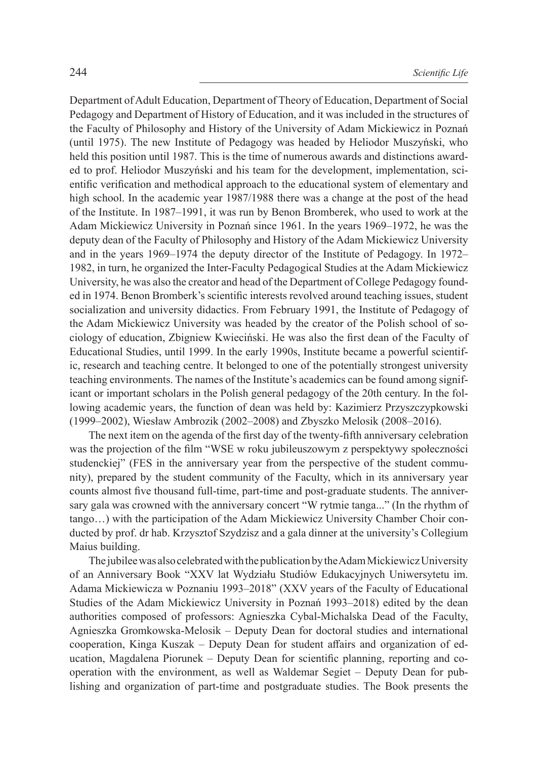Department of Adult Education, Department of Theory of Education, Department of Social Pedagogy and Department of History of Education, and it was included in the structures of the Faculty of Philosophy and History of the University of Adam Mickiewicz in Poznań (until 1975). The new Institute of Pedagogy was headed by Heliodor Muszyński, who held this position until 1987. This is the time of numerous awards and distinctions awarded to prof. Heliodor Muszyński and his team for the development, implementation, scientific verification and methodical approach to the educational system of elementary and high school. In the academic year 1987/1988 there was a change at the post of the head of the Institute. In 1987–1991, it was run by Benon Bromberek, who used to work at the Adam Mickiewicz University in Poznań since 1961. In the years 1969–1972, he was the deputy dean of the Faculty of Philosophy and History of the Adam Mickiewicz University and in the years 1969–1974 the deputy director of the Institute of Pedagogy. In 1972–1982, in turn, he organized the Inter-Faculty Pedagogical Studies at the Adam Mickiewicz University, he was also the creator and head of the Department of College Pedagogy founded in 1974. Benon Bromberk's scientific interests revolved around teaching issues, student socialization and university didactics. From February 1991, the Institute of Pedagogy of the Adam Mickiewicz University was headed by the creator of the Polish school of sociology of education, Zbigniew Kwieciński. He was also the first dean of the Faculty of Educational Studies, until 1999. In the early 1990s, Institute became a powerful scientific, research and teaching centre. It belonged to one of the potentially strongest university teaching environments. The names of the Institute's academics can be found among significant or important scholars in the Polish general pedagogy of the 20th century. In the following academic years, the function of dean was held by: Kazimierz Przyszczypkowski (1999–2002), Wiesław Ambrozik (2002–2008) and Zbyszko Melosik (2008–2016).

The next item on the agenda of the first day of the twenty-fifth anniversary celebration was the projection of the film "WSE w roku jubileuszowym z perspektywy społeczności studenckiej" (FES in the anniversary year from the perspective of the student community), prepared by the student community of the Faculty, which in its anniversary year counts almost five thousand full-time, part-time and post-graduate students. The anniversary gala was crowned with the anniversary concert "W rytmie tanga..." (In the rhythm of tango…) with the participation of the Adam Mickiewicz University Chamber Choir conducted by prof. dr hab. Krzysztof Szydzisz and a gala dinner at the university's Collegium Maius building.

The jubilee was also celebrated with the publication by the Adam Mickiewicz University of an Anniversary Book "XXV lat Wydziału Studiów Edukacyjnych Uniwersytetu im. Adama Mickiewicza w Poznaniu 1993–2018" (XXV years of the Faculty of Educational Studies of the Adam Mickiewicz University in Poznań 1993–2018) edited by the dean authorities composed of professors: Agnieszka Cybal-Michalska Dead of the Faculty, Agnieszka Gromkowska-Melosik – Deputy Dean for doctoral studies and international cooperation, Kinga Kuszak – Deputy Dean for student affairs and organization of education, Magdalena Piorunek – Deputy Dean for scientific planning, reporting and cooperation with the environment, as well as Waldemar Segiet – Deputy Dean for publishing and organization of part-time and postgraduate studies. The Book presents the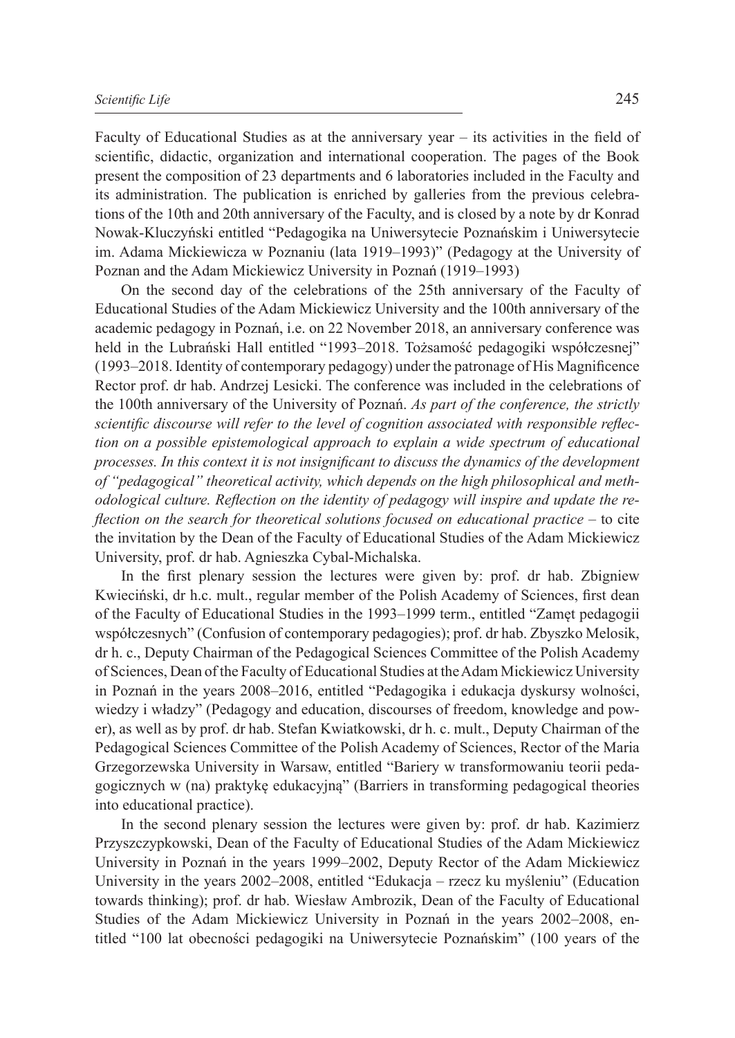Faculty of Educational Studies as at the anniversary year – its activities in the field of scientific, didactic, organization and international cooperation. The pages of the Book present the composition of 23 departments and 6 laboratories included in the Faculty and its administration. The publication is enriched by galleries from the previous celebrations of the 10th and 20th anniversary of the Faculty, and is closed by a note by dr Konrad Nowak-Kluczyński entitled "Pedagogika na Uniwersytecie Poznańskim i Uniwersytecie im. Adama Mickiewicza w Poznaniu (lata 1919–1993)" (Pedagogy at the University of Poznan and the Adam Mickiewicz University in Poznań (1919–1993)

On the second day of the celebrations of the 25th anniversary of the Faculty of Educational Studies of the Adam Mickiewicz University and the 100th anniversary of the academic pedagogy in Poznań, i.e. on 22 November 2018, an anniversary conference was held in the Lubrański Hall entitled "1993–2018. Tożsamość pedagogiki współczesnej" (1993–2018. Identity of contemporary pedagogy) under the patronage of His Magnificence Rector prof. dr hab. Andrzej Lesicki. The conference was included in the celebrations of the 100th anniversary of the University of Poznań. *As part of the conference, the strictly scientific discourse will refer to the level of cognition associated with responsible reflection on a possible epistemological approach to explain a wide spectrum of educational processes. In this context it is not insignificant to discuss the dynamics of the development of "pedagogical" theoretical activity, which depends on the high philosophical and methodological culture. Reflection on the identity of pedagogy will inspire and update the reflection on the search for theoretical solutions focused on educational practice* – to cite the invitation by the Dean of the Faculty of Educational Studies of the Adam Mickiewicz University, prof. dr hab. Agnieszka Cybal-Michalska.

In the first plenary session the lectures were given by: prof. dr hab. Zbigniew Kwieciński, dr h.c. mult., regular member of the Polish Academy of Sciences, first dean of the Faculty of Educational Studies in the 1993–1999 term., entitled "Zamęt pedagogii współczesnych" (Confusion of contemporary pedagogies); prof. dr hab. Zbyszko Melosik, dr h. c., Deputy Chairman of the Pedagogical Sciences Committee of the Polish Academy of Sciences, Dean of the Faculty of Educational Studies at the Adam Mickiewicz University in Poznań in the years 2008–2016, entitled "Pedagogika i edukacja dyskursy wolności, wiedzy i władzy" (Pedagogy and education, discourses of freedom, knowledge and power), as well as by prof. dr hab. Stefan Kwiatkowski, dr h. c. mult., Deputy Chairman of the Pedagogical Sciences Committee of the Polish Academy of Sciences, Rector of the Maria Grzegorzewska University in Warsaw, entitled "Bariery w transformowaniu teorii pedagogicznych w (na) praktykę edukacyjną" (Barriers in transforming pedagogical theories into educational practice).

In the second plenary session the lectures were given by: prof. dr hab. Kazimierz Przyszczypkowski, Dean of the Faculty of Educational Studies of the Adam Mickiewicz University in Poznań in the years 1999–2002, Deputy Rector of the Adam Mickiewicz University in the years 2002–2008, entitled "Edukacja – rzecz ku myśleniu" (Education towards thinking); prof. dr hab. Wiesław Ambrozik, Dean of the Faculty of Educational Studies of the Adam Mickiewicz University in Poznań in the years 2002–2008, entitled "100 lat obecności pedagogiki na Uniwersytecie Poznańskim" (100 years of the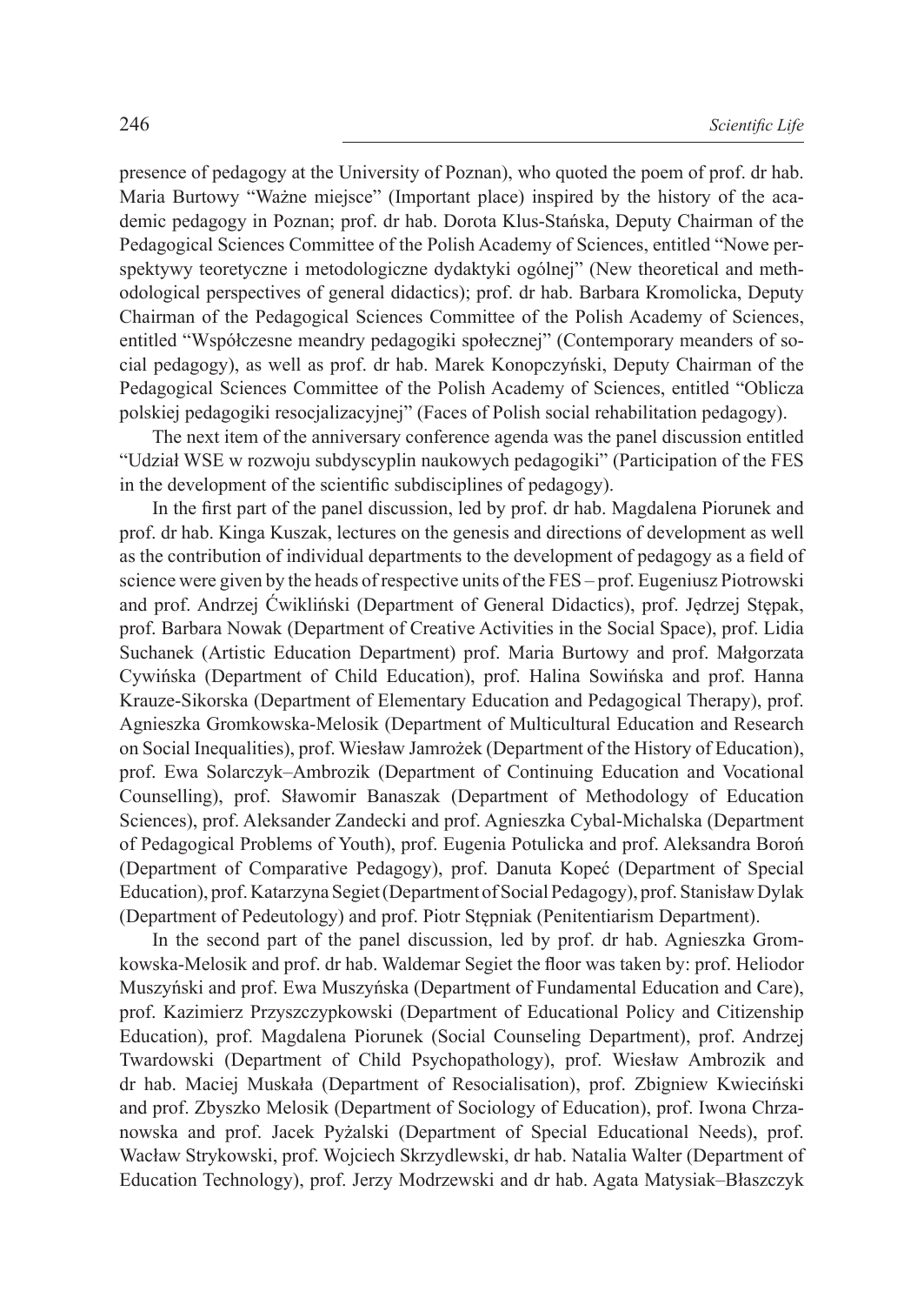presence of pedagogy at the University of Poznan), who quoted the poem of prof. dr hab. Maria Burtowy "Ważne miejsce" (Important place) inspired by the history of the academic pedagogy in Poznan; prof. dr hab. Dorota Klus-Stańska, Deputy Chairman of the Pedagogical Sciences Committee of the Polish Academy of Sciences, entitled "Nowe perspektywy teoretyczne i metodologiczne dydaktyki ogólnej" (New theoretical and methodological perspectives of general didactics); prof. dr hab. Barbara Kromolicka, Deputy Chairman of the Pedagogical Sciences Committee of the Polish Academy of Sciences, entitled "Współczesne meandry pedagogiki społecznej" (Contemporary meanders of social pedagogy), as well as prof. dr hab. Marek Konopczyński, Deputy Chairman of the Pedagogical Sciences Committee of the Polish Academy of Sciences, entitled "Oblicza polskiej pedagogiki resocjalizacyjnej" (Faces of Polish social rehabilitation pedagogy).

The next item of the anniversary conference agenda was the panel discussion entitled "Udział WSE w rozwoju subdyscyplin naukowych pedagogiki" (Participation of the FES in the development of the scientific subdisciplines of pedagogy).

In the first part of the panel discussion, led by prof. dr hab. Magdalena Piorunek and prof. dr hab. Kinga Kuszak, lectures on the genesis and directions of development as well as the contribution of individual departments to the development of pedagogy as a field of science were given by the heads of respective units of the FES – prof. Eugeniusz Piotrowski and prof. Andrzej Ćwikliński (Department of General Didactics), prof. Jędrzej Stępak, prof. Barbara Nowak (Department of Creative Activities in the Social Space), prof. Lidia Suchanek (Artistic Education Department) prof. Maria Burtowy and prof. Małgorzata Cywińska (Department of Child Education), prof. Halina Sowińska and prof. Hanna Krauze-Sikorska (Department of Elementary Education and Pedagogical Therapy), prof. Agnieszka Gromkowska-Melosik (Department of Multicultural Education and Research on Social Inequalities), prof. Wiesław Jamrożek (Department of the History of Education), prof. Ewa Solarczyk–Ambrozik (Department of Continuing Education and Vocational Counselling), prof. Sławomir Banaszak (Department of Methodology of Education Sciences), prof. Aleksander Zandecki and prof. Agnieszka Cybal-Michalska (Department of Pedagogical Problems of Youth), prof. Eugenia Potulicka and prof. Aleksandra Boroń (Department of Comparative Pedagogy), prof. Danuta Kopeć (Department of Special Education), prof. Katarzyna Segiet (Department of Social Pedagogy), prof. Stanisław Dylak (Department of Pedeutology) and prof. Piotr Stępniak (Penitentiarism Department).

In the second part of the panel discussion, led by prof. dr hab. Agnieszka Gromkowska-Melosik and prof. dr hab. Waldemar Segiet the floor was taken by: prof. Heliodor Muszyński and prof. Ewa Muszyńska (Department of Fundamental Education and Care), prof. Kazimierz Przyszczypkowski (Department of Educational Policy and Citizenship Education), prof. Magdalena Piorunek (Social Counseling Department), prof. Andrzej Twardowski (Department of Child Psychopathology), prof. Wiesław Ambrozik and dr hab. Maciej Muskała (Department of Resocialisation), prof. Zbigniew Kwieciński and prof. Zbyszko Melosik (Department of Sociology of Education), prof. Iwona Chrzanowska and prof. Jacek Pyżalski (Department of Special Educational Needs), prof. Wacław Strykowski, prof. Wojciech Skrzydlewski, dr hab. Natalia Walter (Department of Education Technology), prof. Jerzy Modrzewski and dr hab. Agata Matysiak–Błaszczyk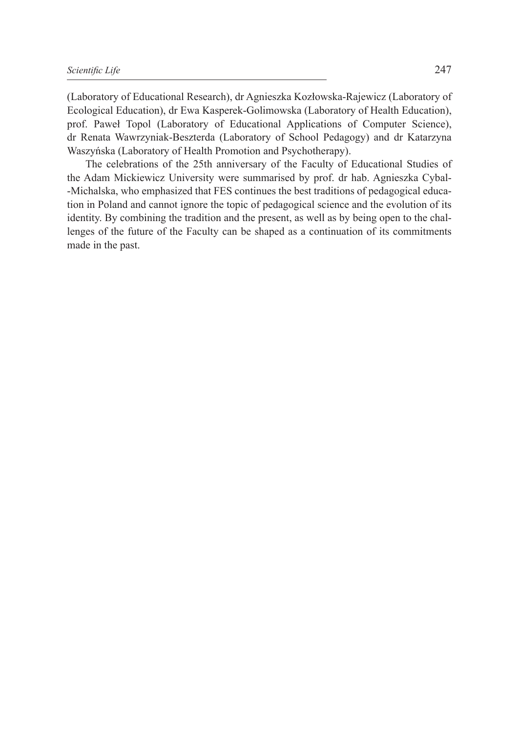(Laboratory of Educational Research), dr Agnieszka Kozłowska-Rajewicz (Laboratory of Ecological Education), dr Ewa Kasperek-Golimowska (Laboratory of Health Education), prof. Paweł Topol (Laboratory of Educational Applications of Computer Science), dr Renata Wawrzyniak-Beszterda (Laboratory of School Pedagogy) and dr Katarzyna Waszyńska (Laboratory of Health Promotion and Psychotherapy).

The celebrations of the 25th anniversary of the Faculty of Educational Studies of the Adam Mickiewicz University were summarised by prof. dr hab. Agnieszka Cybal-Michalska, who emphasized that FES continues the best traditions of pedagogical education in Poland and cannot ignore the topic of pedagogical science and the evolution of its identity. By combining the tradition and the present, as well as by being open to the challenges of the future of the Faculty can be shaped as a continuation of its commitments made in the past.